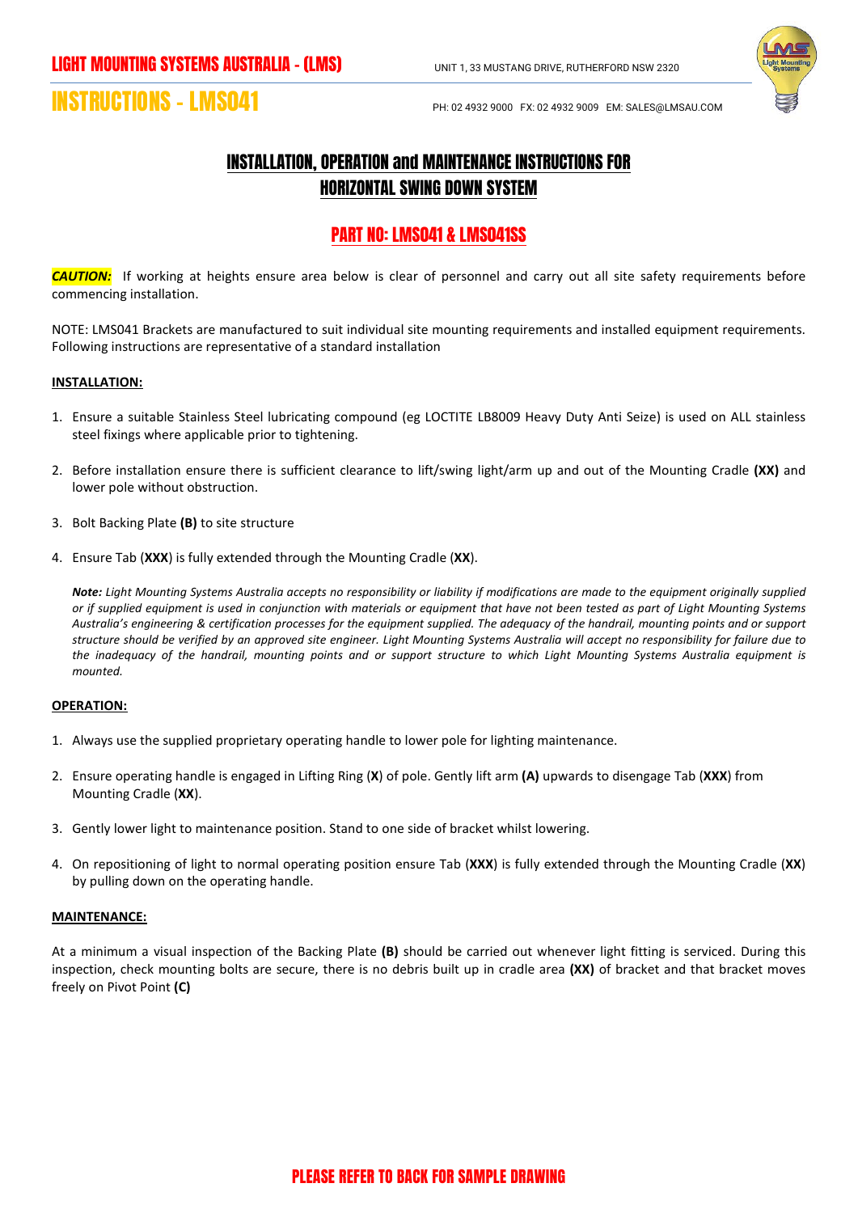LIGHT MOUNTING SYSTEMS AUSTRALIA - (LMS)

UNIT 1, 33 MUSTANG DRIVE, RUTHERFORD NSW 2320

# INSTRUCTIONS - LMS041

PH: 02 4932 9000 FX: 02 4932 9009 EM: SALES@LMSAU.COM

## INSTALLATION, OPERATION and MAINTENANCE INSTRUCTIONS FOR HORIZONTAL SWING DOWN SYSTEM

## PART NO: LMS041 & LMS041SS

***CAUTION:*** If working at heights ensure area below is clear of personnel and carry out all site safety requirements before commencing installation.

NOTE: LMS041 Brackets are manufactured to suit individual site mounting requirements and installed equipment requirements. Following instructions are representative of a standard installation

### INSTALLATION:

1. Ensure a suitable Stainless Steel lubricating compound (eg LOCTITE LB8009 Heavy Duty Anti Seize) is used on ALL stainless steel fixings where applicable prior to tightening.
2. Before installation ensure there is sufficient clearance to lift/swing light/arm up and out of the Mounting Cradle **(XX)** and lower pole without obstruction.
3. Bolt Backing Plate **(B)** to site structure
4. Ensure Tab (**XXX**) is fully extended through the Mounting Cradle (**XX**).

   ***Note:*** *Light Mounting Systems Australia accepts no responsibility or liability if modifications are made to the equipment originally supplied or if supplied equipment is used in conjunction with materials or equipment that have not been tested as part of Light Mounting Systems Australia's engineering & certification processes for the equipment supplied. The adequacy of the handrail, mounting points and or support structure should be verified by an approved site engineer. Light Mounting Systems Australia will accept no responsibility for failure due to the inadequacy of the handrail, mounting points and or support structure to which Light Mounting Systems Australia equipment is mounted.*

### OPERATION:

1. Always use the supplied proprietary operating handle to lower pole for lighting maintenance.
2. Ensure operating handle is engaged in Lifting Ring (**X**) of pole. Gently lift arm **(A)** upwards to disengage Tab (**XXX**) from Mounting Cradle (**XX**).
3. Gently lower light to maintenance position. Stand to one side of bracket whilst lowering.
4. On repositioning of light to normal operating position ensure Tab (**XXX**) is fully extended through the Mounting Cradle (**XX**) by pulling down on the operating handle.

### MAINTENANCE:

At a minimum a visual inspection of the Backing Plate **(B)** should be carried out whenever light fitting is serviced. During this inspection, check mounting bolts are secure, there is no debris built up in cradle area **(XX)** of bracket and that bracket moves freely on Pivot Point **(C)**

PLEASE REFER TO BACK FOR SAMPLE DRAWING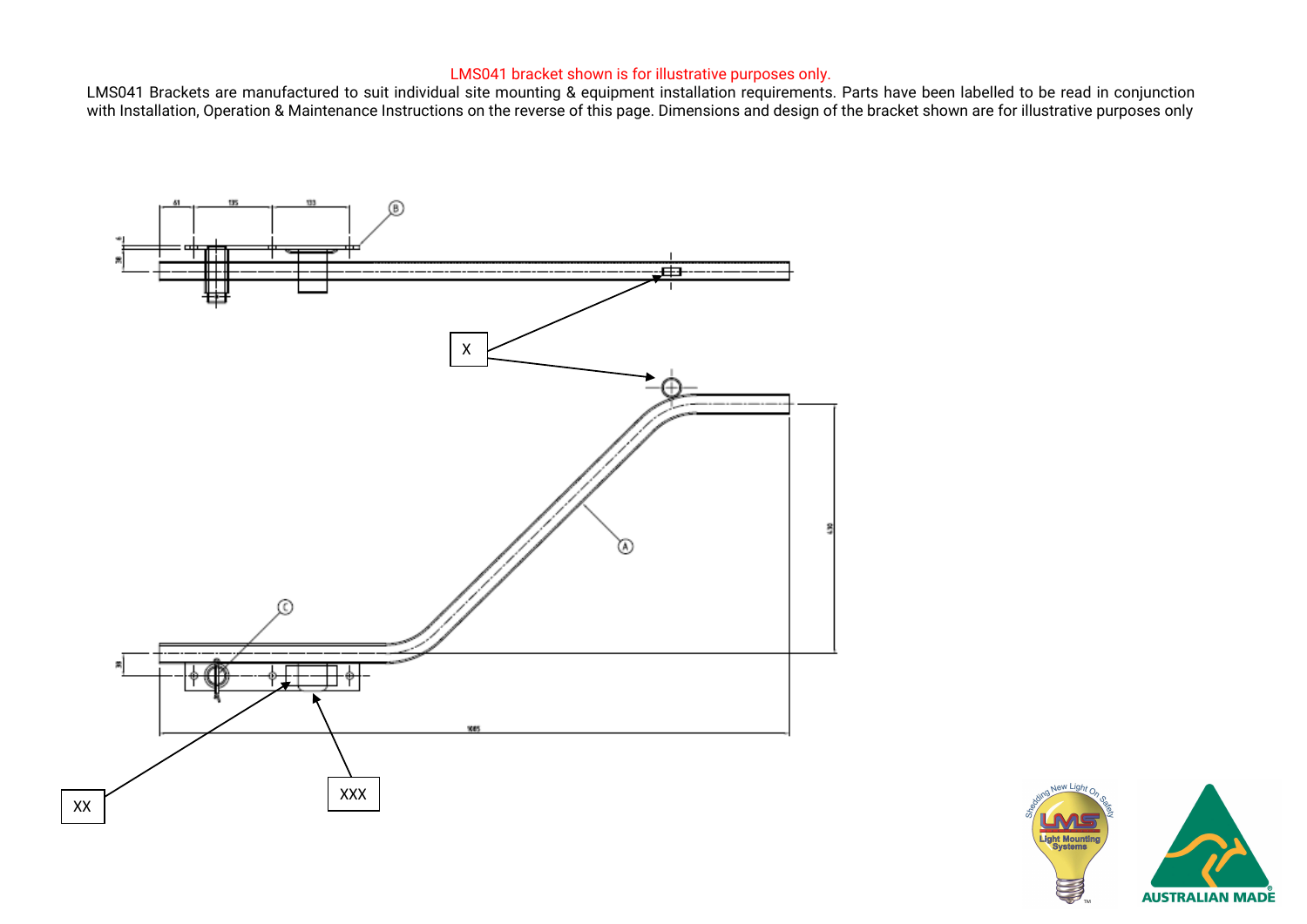LMS041 bracket shown is for illustrative purposes only.

LMS041 Brackets are manufactured to suit individual site mounting & equipment installation requirements. Parts have been labelled to be read in conjunction with Installation, Operation & Maintenance Instructions on the reverse of this page. Dimensions and design of the bracket shown are for illustrative purposes only

61
135
133
B
6
38
X
A
630
C
38
1085
XX
XXX